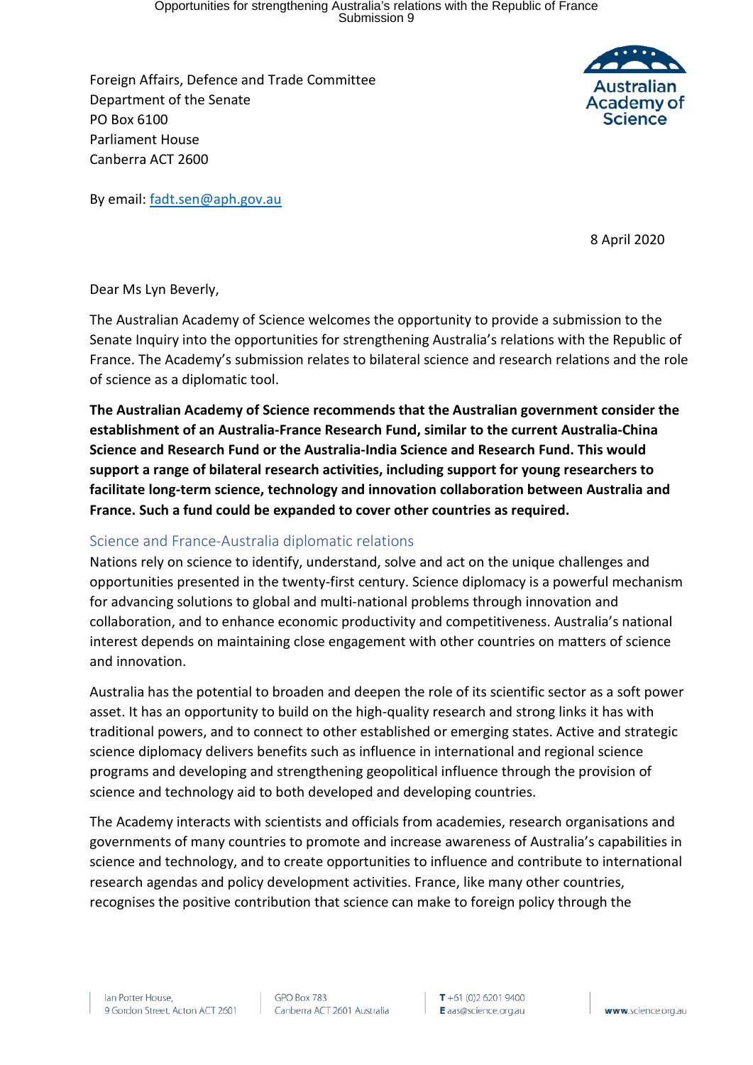Foreign Affairs, Defence and Trade Committee
Department of the Senate
PO Box 6100
Parliament House
Canberra ACT 2600

Australian Academy of Science

By email: fadt.sen@aph.gov.au

8 April 2020

Dear Ms Lyn Beverly,

The Australian Academy of Science welcomes the opportunity to provide a submission to the Senate Inquiry into the opportunities for strengthening Australia's relations with the Republic of France. The Academy's submission relates to bilateral science and research relations and the role of science as a diplomatic tool.

**The Australian Academy of Science recommends that the Australian government consider the establishment of an Australia-France Research Fund, similar to the current Australia-China Science and Research Fund or the Australia-India Science and Research Fund. This would support a range of bilateral research activities, including support for young researchers to facilitate long-term science, technology and innovation collaboration between Australia and France. Such a fund could be expanded to cover other countries as required.**

## Science and France-Australia diplomatic relations

Nations rely on science to identify, understand, solve and act on the unique challenges and opportunities presented in the twenty-first century. Science diplomacy is a powerful mechanism for advancing solutions to global and multi-national problems through innovation and collaboration, and to enhance economic productivity and competitiveness. Australia's national interest depends on maintaining close engagement with other countries on matters of science and innovation.

Australia has the potential to broaden and deepen the role of its scientific sector as a soft power asset. It has an opportunity to build on the high-quality research and strong links it has with traditional powers, and to connect to other established or emerging states. Active and strategic science diplomacy delivers benefits such as influence in international and regional science programs and developing and strengthening geopolitical influence through the provision of science and technology aid to both developed and developing countries.

The Academy interacts with scientists and officials from academies, research organisations and governments of many countries to promote and increase awareness of Australia's capabilities in science and technology, and to create opportunities to influence and contribute to international research agendas and policy development activities. France, like many other countries, recognises the positive contribution that science can make to foreign policy through the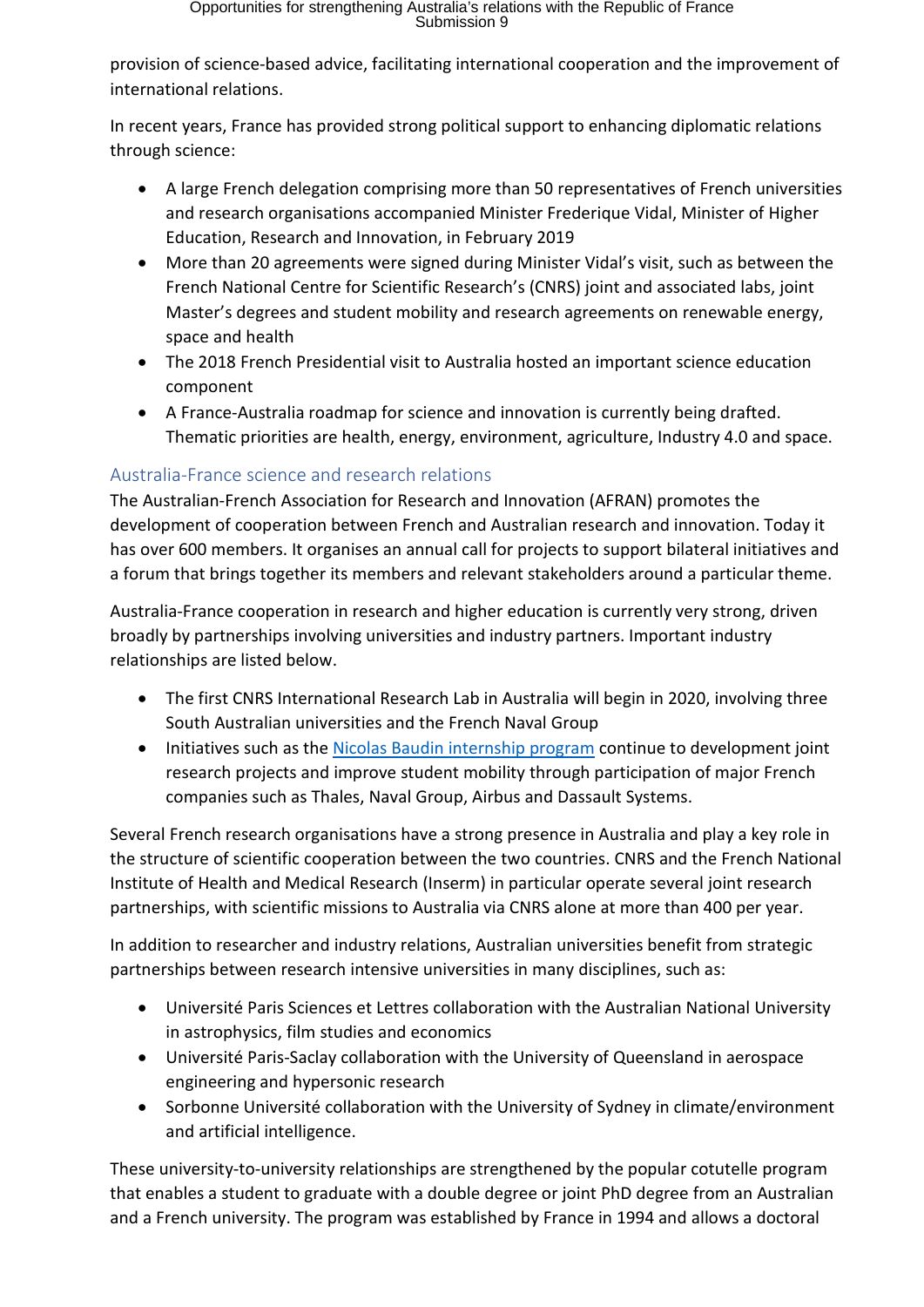provision of science-based advice, facilitating international cooperation and the improvement of international relations.

In recent years, France has provided strong political support to enhancing diplomatic relations through science:

- A large French delegation comprising more than 50 representatives of French universities and research organisations accompanied Minister Frederique Vidal, Minister of Higher Education, Research and Innovation, in February 2019
- More than 20 agreements were signed during Minister Vidal's visit, such as between the French National Centre for Scientific Research's (CNRS) joint and associated labs, joint Master's degrees and student mobility and research agreements on renewable energy, space and health
- The 2018 French Presidential visit to Australia hosted an important science education component
- A France-Australia roadmap for science and innovation is currently being drafted. Thematic priorities are health, energy, environment, agriculture, Industry 4.0 and space.

## Australia-France science and research relations

The Australian-French Association for Research and Innovation (AFRAN) promotes the development of cooperation between French and Australian research and innovation. Today it has over 600 members. It organises an annual call for projects to support bilateral initiatives and a forum that brings together its members and relevant stakeholders around a particular theme.

Australia-France cooperation in research and higher education is currently very strong, driven broadly by partnerships involving universities and industry partners. Important industry relationships are listed below.

- The first CNRS International Research Lab in Australia will begin in 2020, involving three South Australian universities and the French Naval Group
- Initiatives such as the [Nicolas Baudin internship program] continue to development joint research projects and improve student mobility through participation of major French companies such as Thales, Naval Group, Airbus and Dassault Systems.

Several French research organisations have a strong presence in Australia and play a key role in the structure of scientific cooperation between the two countries. CNRS and the French National Institute of Health and Medical Research (Inserm) in particular operate several joint research partnerships, with scientific missions to Australia via CNRS alone at more than 400 per year.

In addition to researcher and industry relations, Australian universities benefit from strategic partnerships between research intensive universities in many disciplines, such as:

- Université Paris Sciences et Lettres collaboration with the Australian National University in astrophysics, film studies and economics
- Université Paris-Saclay collaboration with the University of Queensland in aerospace engineering and hypersonic research
- Sorbonne Université collaboration with the University of Sydney in climate/environment and artificial intelligence.

These university-to-university relationships are strengthened by the popular cotutelle program that enables a student to graduate with a double degree or joint PhD degree from an Australian and a French university. The program was established by France in 1994 and allows a doctoral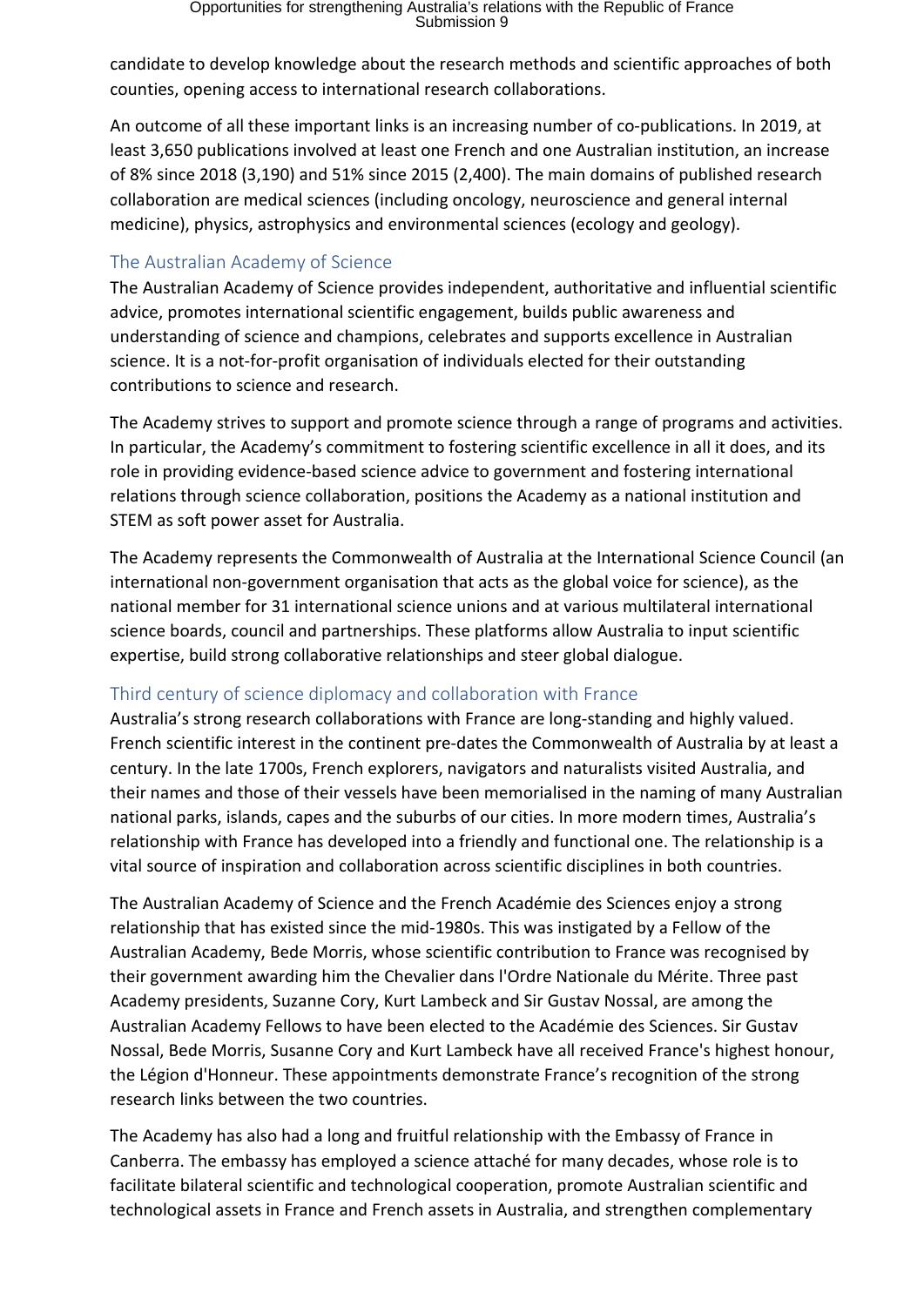candidate to develop knowledge about the research methods and scientific approaches of both counties, opening access to international research collaborations.

An outcome of all these important links is an increasing number of co-publications. In 2019, at least 3,650 publications involved at least one French and one Australian institution, an increase of 8% since 2018 (3,190) and 51% since 2015 (2,400). The main domains of published research collaboration are medical sciences (including oncology, neuroscience and general internal medicine), physics, astrophysics and environmental sciences (ecology and geology).

## The Australian Academy of Science

The Australian Academy of Science provides independent, authoritative and influential scientific advice, promotes international scientific engagement, builds public awareness and understanding of science and champions, celebrates and supports excellence in Australian science. It is a not-for-profit organisation of individuals elected for their outstanding contributions to science and research.

The Academy strives to support and promote science through a range of programs and activities. In particular, the Academy's commitment to fostering scientific excellence in all it does, and its role in providing evidence-based science advice to government and fostering international relations through science collaboration, positions the Academy as a national institution and STEM as soft power asset for Australia.

The Academy represents the Commonwealth of Australia at the International Science Council (an international non-government organisation that acts as the global voice for science), as the national member for 31 international science unions and at various multilateral international science boards, council and partnerships. These platforms allow Australia to input scientific expertise, build strong collaborative relationships and steer global dialogue.

## Third century of science diplomacy and collaboration with France

Australia's strong research collaborations with France are long-standing and highly valued. French scientific interest in the continent pre-dates the Commonwealth of Australia by at least a century. In the late 1700s, French explorers, navigators and naturalists visited Australia, and their names and those of their vessels have been memorialised in the naming of many Australian national parks, islands, capes and the suburbs of our cities. In more modern times, Australia's relationship with France has developed into a friendly and functional one. The relationship is a vital source of inspiration and collaboration across scientific disciplines in both countries.

The Australian Academy of Science and the French Académie des Sciences enjoy a strong relationship that has existed since the mid-1980s. This was instigated by a Fellow of the Australian Academy, Bede Morris, whose scientific contribution to France was recognised by their government awarding him the Chevalier dans l'Ordre Nationale du Mérite. Three past Academy presidents, Suzanne Cory, Kurt Lambeck and Sir Gustav Nossal, are among the Australian Academy Fellows to have been elected to the Académie des Sciences. Sir Gustav Nossal, Bede Morris, Susanne Cory and Kurt Lambeck have all received France's highest honour, the Légion d'Honneur. These appointments demonstrate France's recognition of the strong research links between the two countries.

The Academy has also had a long and fruitful relationship with the Embassy of France in Canberra. The embassy has employed a science attaché for many decades, whose role is to facilitate bilateral scientific and technological cooperation, promote Australian scientific and technological assets in France and French assets in Australia, and strengthen complementary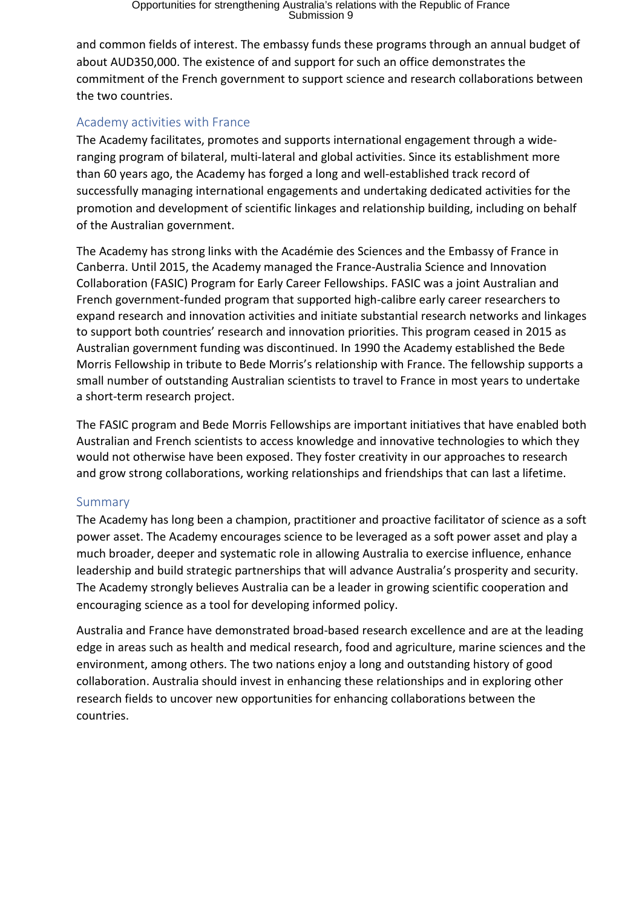and common fields of interest. The embassy funds these programs through an annual budget of about AUD350,000. The existence of and support for such an office demonstrates the commitment of the French government to support science and research collaborations between the two countries.

## Academy activities with France

The Academy facilitates, promotes and supports international engagement through a wide-ranging program of bilateral, multi-lateral and global activities. Since its establishment more than 60 years ago, the Academy has forged a long and well-established track record of successfully managing international engagements and undertaking dedicated activities for the promotion and development of scientific linkages and relationship building, including on behalf of the Australian government.

The Academy has strong links with the Académie des Sciences and the Embassy of France in Canberra. Until 2015, the Academy managed the France-Australia Science and Innovation Collaboration (FASIC) Program for Early Career Fellowships. FASIC was a joint Australian and French government-funded program that supported high-calibre early career researchers to expand research and innovation activities and initiate substantial research networks and linkages to support both countries' research and innovation priorities. This program ceased in 2015 as Australian government funding was discontinued. In 1990 the Academy established the Bede Morris Fellowship in tribute to Bede Morris's relationship with France. The fellowship supports a small number of outstanding Australian scientists to travel to France in most years to undertake a short-term research project.

The FASIC program and Bede Morris Fellowships are important initiatives that have enabled both Australian and French scientists to access knowledge and innovative technologies to which they would not otherwise have been exposed. They foster creativity in our approaches to research and grow strong collaborations, working relationships and friendships that can last a lifetime.

## Summary

The Academy has long been a champion, practitioner and proactive facilitator of science as a soft power asset. The Academy encourages science to be leveraged as a soft power asset and play a much broader, deeper and systematic role in allowing Australia to exercise influence, enhance leadership and build strategic partnerships that will advance Australia's prosperity and security. The Academy strongly believes Australia can be a leader in growing scientific cooperation and encouraging science as a tool for developing informed policy.

Australia and France have demonstrated broad-based research excellence and are at the leading edge in areas such as health and medical research, food and agriculture, marine sciences and the environment, among others. The two nations enjoy a long and outstanding history of good collaboration. Australia should invest in enhancing these relationships and in exploring other research fields to uncover new opportunities for enhancing collaborations between the countries.